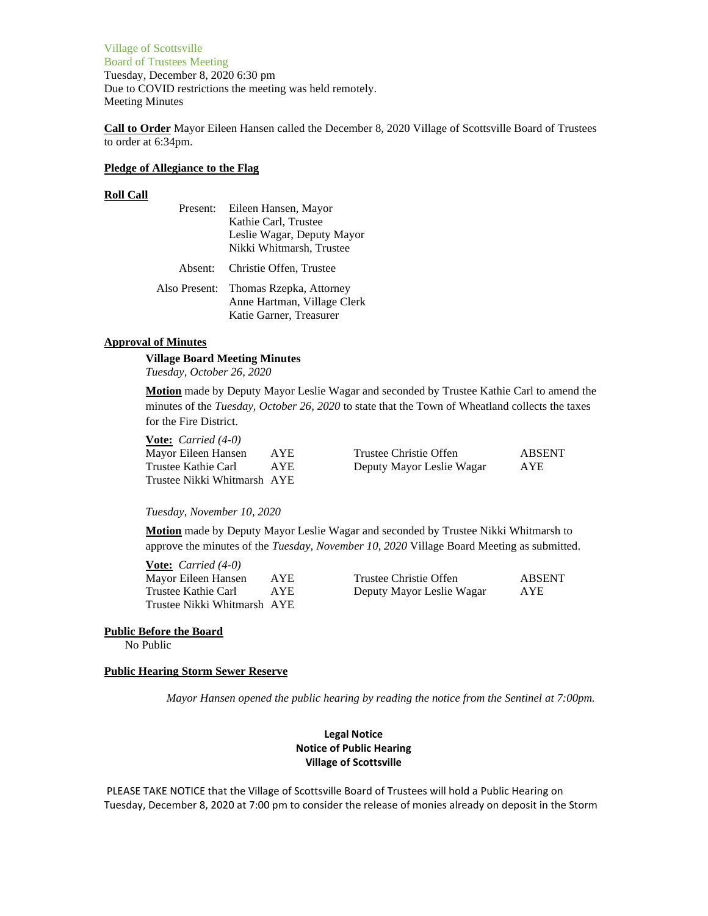Village of Scottsville
Board of Trustees Meeting
Tuesday, December 8, 2020 6:30 pm
Due to COVID restrictions the meeting was held remotely.
Meeting Minutes

**Call to Order** Mayor Eileen Hansen called the December 8, 2020 Village of Scottsville Board of Trustees to order at 6:34pm.

**Pledge of Allegiance to the Flag**

**Roll Call**

Present: Eileen Hansen, Mayor
Kathie Carl, Trustee
Leslie Wagar, Deputy Mayor
Nikki Whitmarsh, Trustee

Absent: Christie Offen, Trustee

Also Present: Thomas Rzepka, Attorney
Anne Hartman, Village Clerk
Katie Garner, Treasurer

**Approval of Minutes**

**Village Board Meeting Minutes**
*Tuesday, October 26, 2020*

**Motion** made by Deputy Mayor Leslie Wagar and seconded by Trustee Kathie Carl to amend the minutes of the *Tuesday, October 26, 2020* to state that the Town of Wheatland collects the taxes for the Fire District.

**Vote:** *Carried (4-0)*

| | | | |
|---|---|---|---|
| Mayor Eileen Hansen | AYE | Trustee Christie Offen | ABSENT |
| Trustee Kathie Carl | AYE | Deputy Mayor Leslie Wagar | AYE |
| Trustee Nikki Whitmarsh | AYE | | |

*Tuesday, November 10, 2020*

**Motion** made by Deputy Mayor Leslie Wagar and seconded by Trustee Nikki Whitmarsh to approve the minutes of the *Tuesday, November 10, 2020* Village Board Meeting as submitted.

**Vote:** *Carried (4-0)*

| | | | |
|---|---|---|---|
| Mayor Eileen Hansen | AYE | Trustee Christie Offen | ABSENT |
| Trustee Kathie Carl | AYE | Deputy Mayor Leslie Wagar | AYE |
| Trustee Nikki Whitmarsh | AYE | | |

**Public Before the Board**
No Public

**Public Hearing Storm Sewer Reserve**

*Mayor Hansen opened the public hearing by reading the notice from the Sentinel at 7:00pm.*

**Legal Notice**
**Notice of Public Hearing**
**Village of Scottsville**

PLEASE TAKE NOTICE that the Village of Scottsville Board of Trustees will hold a Public Hearing on Tuesday, December 8, 2020 at 7:00 pm to consider the release of monies already on deposit in the Storm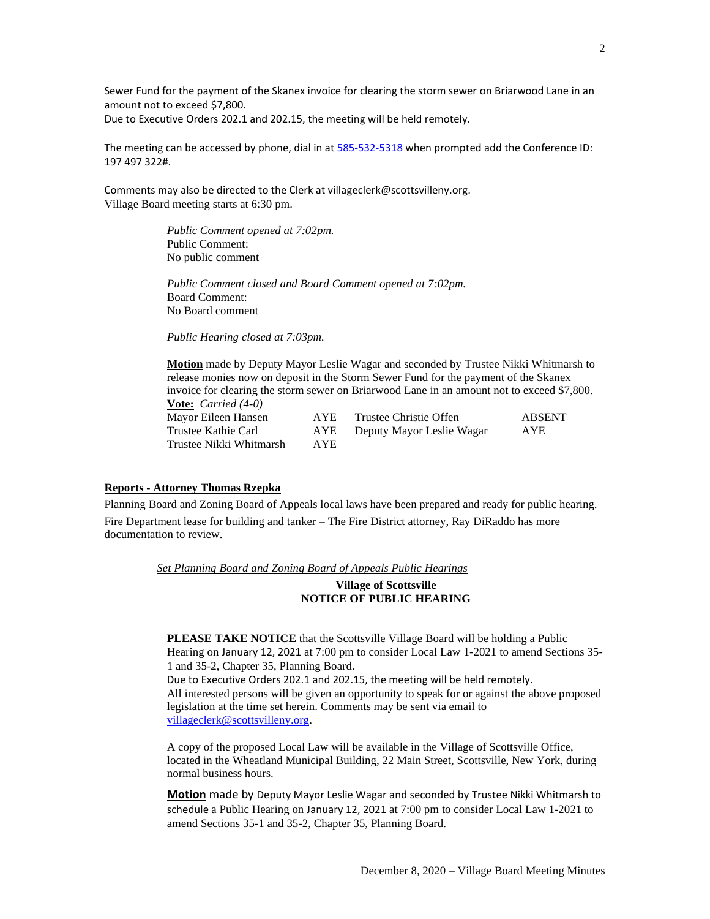Sewer Fund for the payment of the Skanex invoice for clearing the storm sewer on Briarwood Lane in an amount not to exceed $7,800.
Due to Executive Orders 202.1 and 202.15, the meeting will be held remotely.

The meeting can be accessed by phone, dial in at 585-532-5318 when prompted add the Conference ID: 197 497 322#.

Comments may also be directed to the Clerk at villageclerk@scottsvilleny.org.
Village Board meeting starts at 6:30 pm.

*Public Comment opened at 7:02pm.*
Public Comment:
No public comment

*Public Comment closed and Board Comment opened at 7:02pm.*
Board Comment:
No Board comment

*Public Hearing closed at 7:03pm.*

**Motion** made by Deputy Mayor Leslie Wagar and seconded by Trustee Nikki Whitmarsh to release monies now on deposit in the Storm Sewer Fund for the payment of the Skanex invoice for clearing the storm sewer on Briarwood Lane in an amount not to exceed $7,800.
**Vote:** *Carried (4-0)*

| | | | |
|---|---|---|---|
| Mayor Eileen Hansen | AYE | Trustee Christie Offen | ABSENT |
| Trustee Kathie Carl | AYE | Deputy Mayor Leslie Wagar | AYE |
| Trustee Nikki Whitmarsh | AYE | | |

**Reports - Attorney Thomas Rzepka**

Planning Board and Zoning Board of Appeals local laws have been prepared and ready for public hearing.

Fire Department lease for building and tanker – The Fire District attorney, Ray DiRaddo has more documentation to review.

*Set Planning Board and Zoning Board of Appeals Public Hearings*

**Village of Scottsville**
**NOTICE OF PUBLIC HEARING**

**PLEASE TAKE NOTICE** that the Scottsville Village Board will be holding a Public Hearing on January 12, 2021 at 7:00 pm to consider Local Law 1-2021 to amend Sections 35-1 and 35-2, Chapter 35, Planning Board.
Due to Executive Orders 202.1 and 202.15, the meeting will be held remotely.
All interested persons will be given an opportunity to speak for or against the above proposed legislation at the time set herein. Comments may be sent via email to villageclerk@scottsvilleny.org.

A copy of the proposed Local Law will be available in the Village of Scottsville Office, located in the Wheatland Municipal Building, 22 Main Street, Scottsville, New York, during normal business hours.

**Motion** made by Deputy Mayor Leslie Wagar and seconded by Trustee Nikki Whitmarsh to schedule a Public Hearing on January 12, 2021 at 7:00 pm to consider Local Law 1-2021 to amend Sections 35-1 and 35-2, Chapter 35, Planning Board.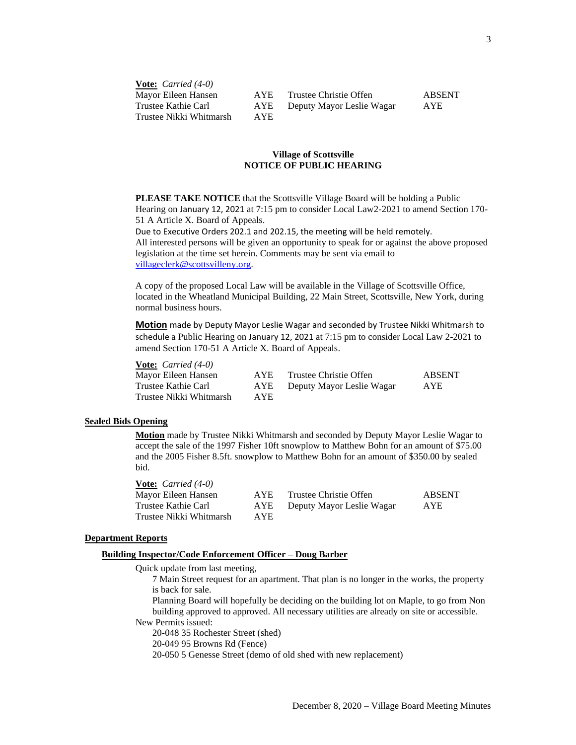**Vote:** *Carried (4-0)*

| | | | |
|---|---|---|---|
| Mayor Eileen Hansen | AYE | Trustee Christie Offen | ABSENT |
| Trustee Kathie Carl | AYE | Deputy Mayor Leslie Wagar | AYE |
| Trustee Nikki Whitmarsh | AYE | | |

**Village of Scottsville**
**NOTICE OF PUBLIC HEARING**

**PLEASE TAKE NOTICE** that the Scottsville Village Board will be holding a Public Hearing on January 12, 2021 at 7:15 pm to consider Local Law2-2021 to amend Section 170-51 A Article X. Board of Appeals.
Due to Executive Orders 202.1 and 202.15, the meeting will be held remotely.
All interested persons will be given an opportunity to speak for or against the above proposed legislation at the time set herein. Comments may be sent via email to villageclerk@scottsvilleny.org.

A copy of the proposed Local Law will be available in the Village of Scottsville Office, located in the Wheatland Municipal Building, 22 Main Street, Scottsville, New York, during normal business hours.

**Motion** made by Deputy Mayor Leslie Wagar and seconded by Trustee Nikki Whitmarsh to schedule a Public Hearing on January 12, 2021 at 7:15 pm to consider Local Law 2-2021 to amend Section 170-51 A Article X. Board of Appeals.

**Vote:** *Carried (4-0)*

| | | | |
|---|---|---|---|
| Mayor Eileen Hansen | AYE | Trustee Christie Offen | ABSENT |
| Trustee Kathie Carl | AYE | Deputy Mayor Leslie Wagar | AYE |
| Trustee Nikki Whitmarsh | AYE | | |

**Sealed Bids Opening**

**Motion** made by Trustee Nikki Whitmarsh and seconded by Deputy Mayor Leslie Wagar to accept the sale of the 1997 Fisher 10ft snowplow to Matthew Bohn for an amount of $75.00 and the 2005 Fisher 8.5ft. snowplow to Matthew Bohn for an amount of $350.00 by sealed bid.

**Vote:** *Carried (4-0)*

| | | | |
|---|---|---|---|
| Mayor Eileen Hansen | AYE | Trustee Christie Offen | ABSENT |
| Trustee Kathie Carl | AYE | Deputy Mayor Leslie Wagar | AYE |
| Trustee Nikki Whitmarsh | AYE | | |

**Department Reports**

**Building Inspector/Code Enforcement Officer – Doug Barber**

Quick update from last meeting,

7 Main Street request for an apartment. That plan is no longer in the works, the property is back for sale.

Planning Board will hopefully be deciding on the building lot on Maple, to go from Non building approved to approved. All necessary utilities are already on site or accessible.

New Permits issued:

20-048 35 Rochester Street (shed)
20-049 95 Browns Rd (Fence)
20-050 5 Genesse Street (demo of old shed with new replacement)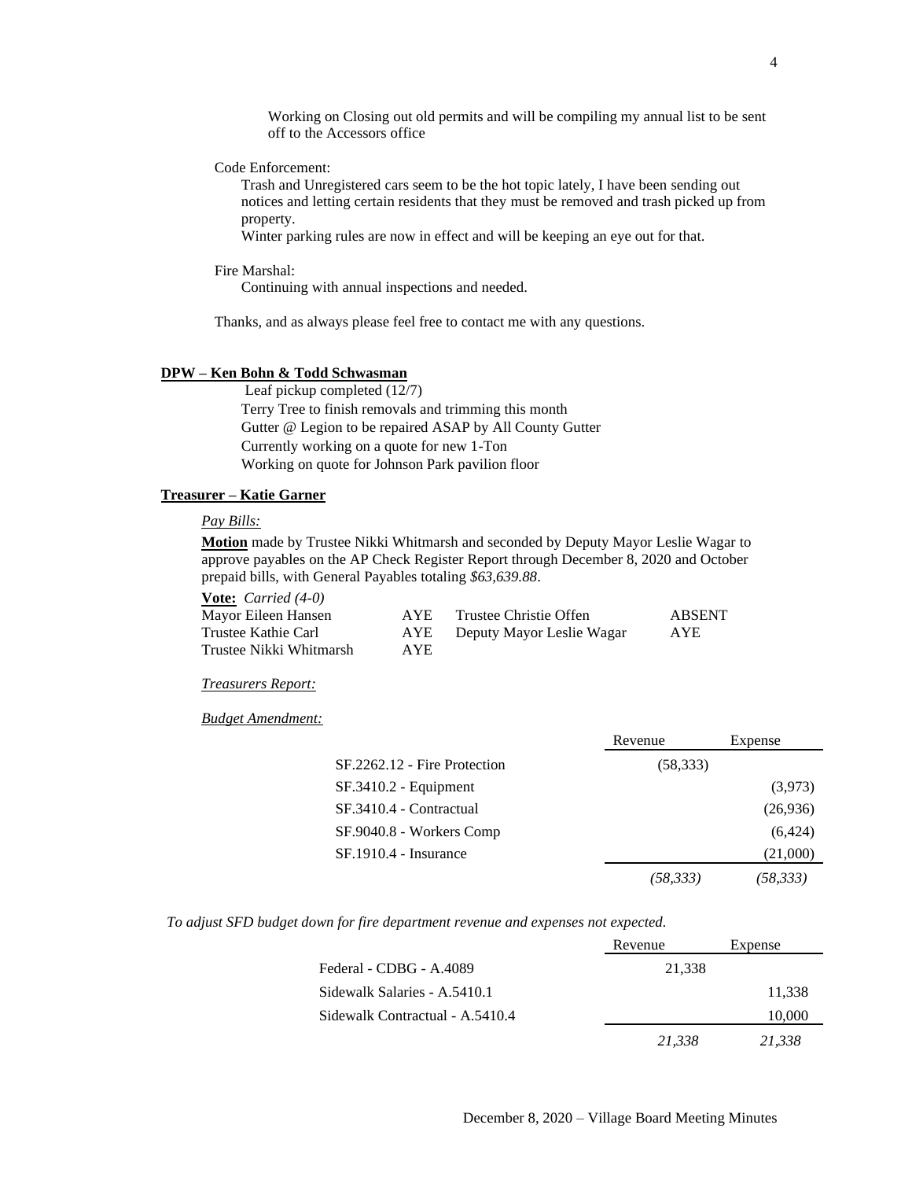Working on Closing out old permits and will be compiling my annual list to be sent off to the Accessors office

Code Enforcement:

Trash and Unregistered cars seem to be the hot topic lately, I have been sending out notices and letting certain residents that they must be removed and trash picked up from property.

Winter parking rules are now in effect and will be keeping an eye out for that.

Fire Marshal:

Continuing with annual inspections and needed.

Thanks, and as always please feel free to contact me with any questions.

**DPW – Ken Bohn & Todd Schwasman**

Leaf pickup completed (12/7)
Terry Tree to finish removals and trimming this month
Gutter @ Legion to be repaired ASAP by All County Gutter
Currently working on a quote for new 1-Ton
Working on quote for Johnson Park pavilion floor

**Treasurer – Katie Garner**

*Pay Bills:*

**Motion** made by Trustee Nikki Whitmarsh and seconded by Deputy Mayor Leslie Wagar to approve payables on the AP Check Register Report through December 8, 2020 and October prepaid bills, with General Payables totaling *$63,639.88*.

**Vote:** *Carried (4-0)*

| | | | |
|---|---|---|---|
| Mayor Eileen Hansen | AYE | Trustee Christie Offen | ABSENT |
| Trustee Kathie Carl | AYE | Deputy Mayor Leslie Wagar | AYE |
| Trustee Nikki Whitmarsh | AYE | | |

*Treasurers Report:*

*Budget Amendment:*

| | Revenue | Expense |
|---|---|---|
| SF.2262.12 - Fire Protection | (58,333) | |
| SF.3410.2 - Equipment | | (3,973) |
| SF.3410.4 - Contractual | | (26,936) |
| SF.9040.8 - Workers Comp | | (6,424) |
| SF.1910.4 - Insurance | | (21,000) |
| | *(58,333)* | *(58,333)* |

*To adjust SFD budget down for fire department revenue and expenses not expected.*

| | Revenue | Expense |
|---|---|---|
| Federal - CDBG - A.4089 | 21,338 | |
| Sidewalk Salaries - A.5410.1 | | 11,338 |
| Sidewalk Contractual - A.5410.4 | | 10,000 |
| | *21,338* | *21,338* |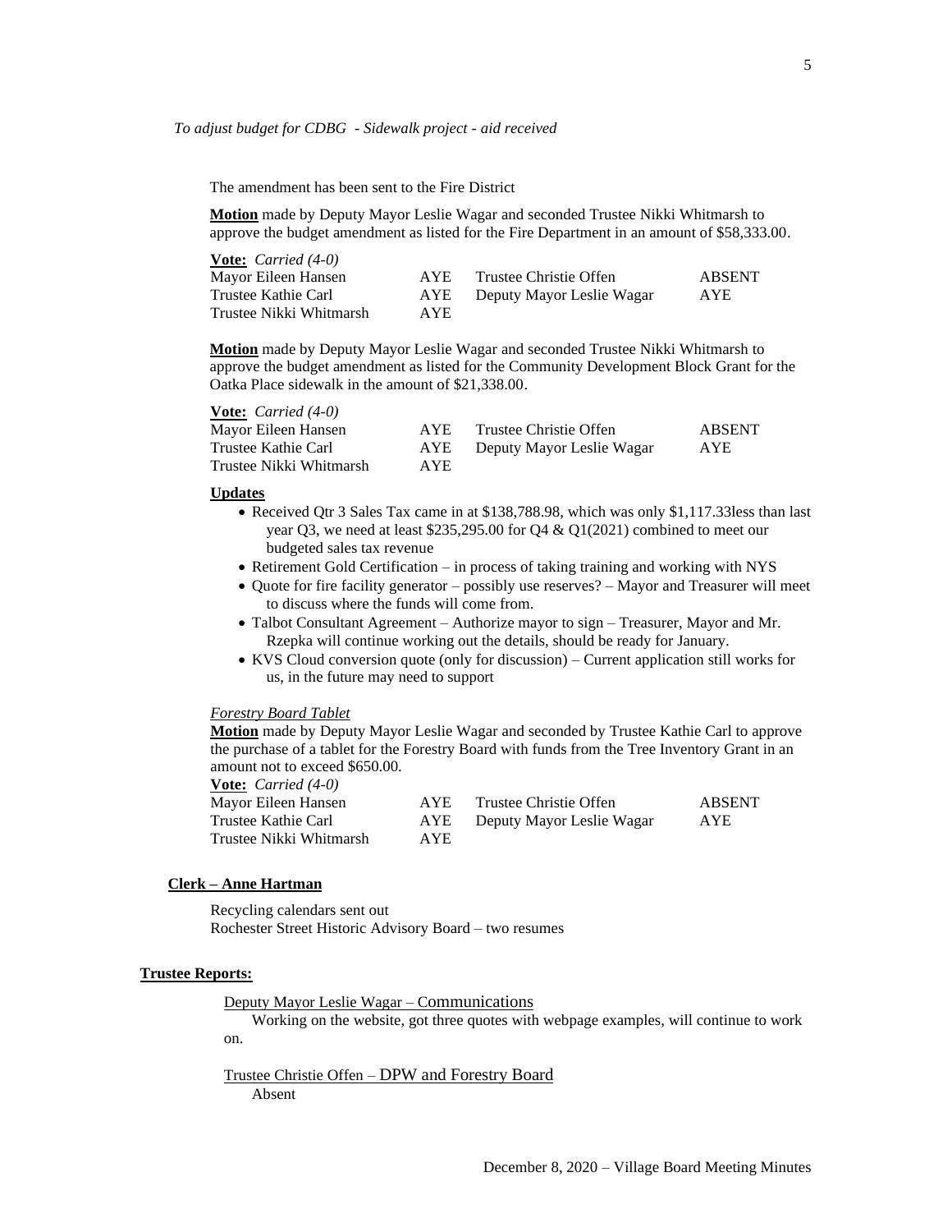*To adjust budget for CDBG - Sidewalk project - aid received*

The amendment has been sent to the Fire District

**Motion** made by Deputy Mayor Leslie Wagar and seconded Trustee Nikki Whitmarsh to approve the budget amendment as listed for the Fire Department in an amount of $58,333.00.

**Vote:** *Carried (4-0)*

| | | | |
|---|---|---|---|
| Mayor Eileen Hansen | AYE | Trustee Christie Offen | ABSENT |
| Trustee Kathie Carl | AYE | Deputy Mayor Leslie Wagar | AYE |
| Trustee Nikki Whitmarsh | AYE | | |

**Motion** made by Deputy Mayor Leslie Wagar and seconded Trustee Nikki Whitmarsh to approve the budget amendment as listed for the Community Development Block Grant for the Oatka Place sidewalk in the amount of $21,338.00.

**Vote:** *Carried (4-0)*

| | | | |
|---|---|---|---|
| Mayor Eileen Hansen | AYE | Trustee Christie Offen | ABSENT |
| Trustee Kathie Carl | AYE | Deputy Mayor Leslie Wagar | AYE |
| Trustee Nikki Whitmarsh | AYE | | |

**Updates**

- Received Qtr 3 Sales Tax came in at $138,788.98, which was only $1,117.33less than last year Q3, we need at least $235,295.00 for Q4 & Q1(2021) combined to meet our budgeted sales tax revenue
- Retirement Gold Certification – in process of taking training and working with NYS
- Quote for fire facility generator – possibly use reserves? – Mayor and Treasurer will meet to discuss where the funds will come from.
- Talbot Consultant Agreement – Authorize mayor to sign – Treasurer, Mayor and Mr. Rzepka will continue working out the details, should be ready for January.
- KVS Cloud conversion quote (only for discussion) – Current application still works for us, in the future may need to support

*Forestry Board Tablet*

**Motion** made by Deputy Mayor Leslie Wagar and seconded by Trustee Kathie Carl to approve the purchase of a tablet for the Forestry Board with funds from the Tree Inventory Grant in an amount not to exceed $650.00.

**Vote:** *Carried (4-0)*

| | | | |
|---|---|---|---|
| Mayor Eileen Hansen | AYE | Trustee Christie Offen | ABSENT |
| Trustee Kathie Carl | AYE | Deputy Mayor Leslie Wagar | AYE |
| Trustee Nikki Whitmarsh | AYE | | |

**Clerk – Anne Hartman**

Recycling calendars sent out
Rochester Street Historic Advisory Board – two resumes

**Trustee Reports:**

Deputy Mayor Leslie Wagar – Communications

Working on the website, got three quotes with webpage examples, will continue to work on.

Trustee Christie Offen – DPW and Forestry Board

Absent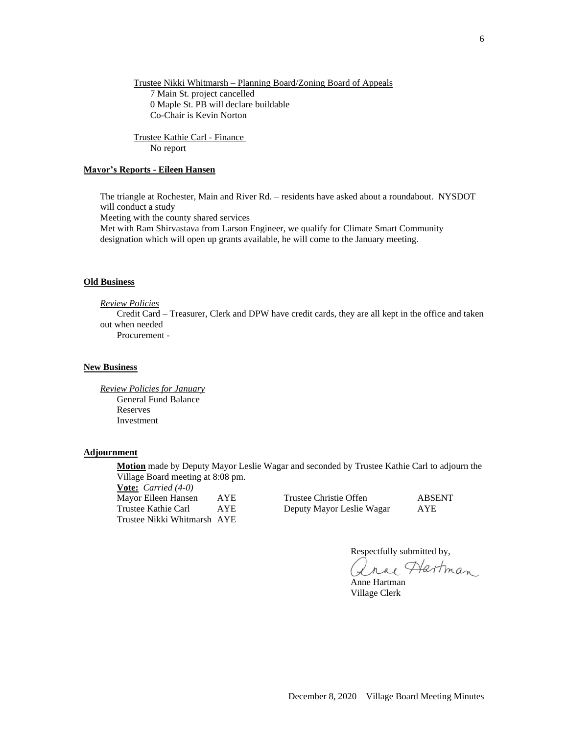Trustee Nikki Whitmarsh – Planning Board/Zoning Board of Appeals
7 Main St. project cancelled
0 Maple St. PB will declare buildable
Co-Chair is Kevin Norton

Trustee Kathie Carl - Finance
No report

**Mayor's Reports - Eileen Hansen**

The triangle at Rochester, Main and River Rd. – residents have asked about a roundabout. NYSDOT will conduct a study
Meeting with the county shared services
Met with Ram Shirvastava from Larson Engineer, we qualify for Climate Smart Community designation which will open up grants available, he will come to the January meeting.

**Old Business**

*Review Policies*
Credit Card – Treasurer, Clerk and DPW have credit cards, they are all kept in the office and taken out when needed
Procurement -

**New Business**

*Review Policies for January*
General Fund Balance
Reserves
Investment

**Adjournment**

**Motion** made by Deputy Mayor Leslie Wagar and seconded by Trustee Kathie Carl to adjourn the Village Board meeting at 8:08 pm.
**Vote:** *Carried (4-0)*

| | | | |
|---|---|---|---|
| Mayor Eileen Hansen | AYE | Trustee Christie Offen | ABSENT |
| Trustee Kathie Carl | AYE | Deputy Mayor Leslie Wagar | AYE |
| Trustee Nikki Whitmarsh | AYE | | |

Respectfully submitted by,
Anne Hartman
Anne Hartman
Village Clerk